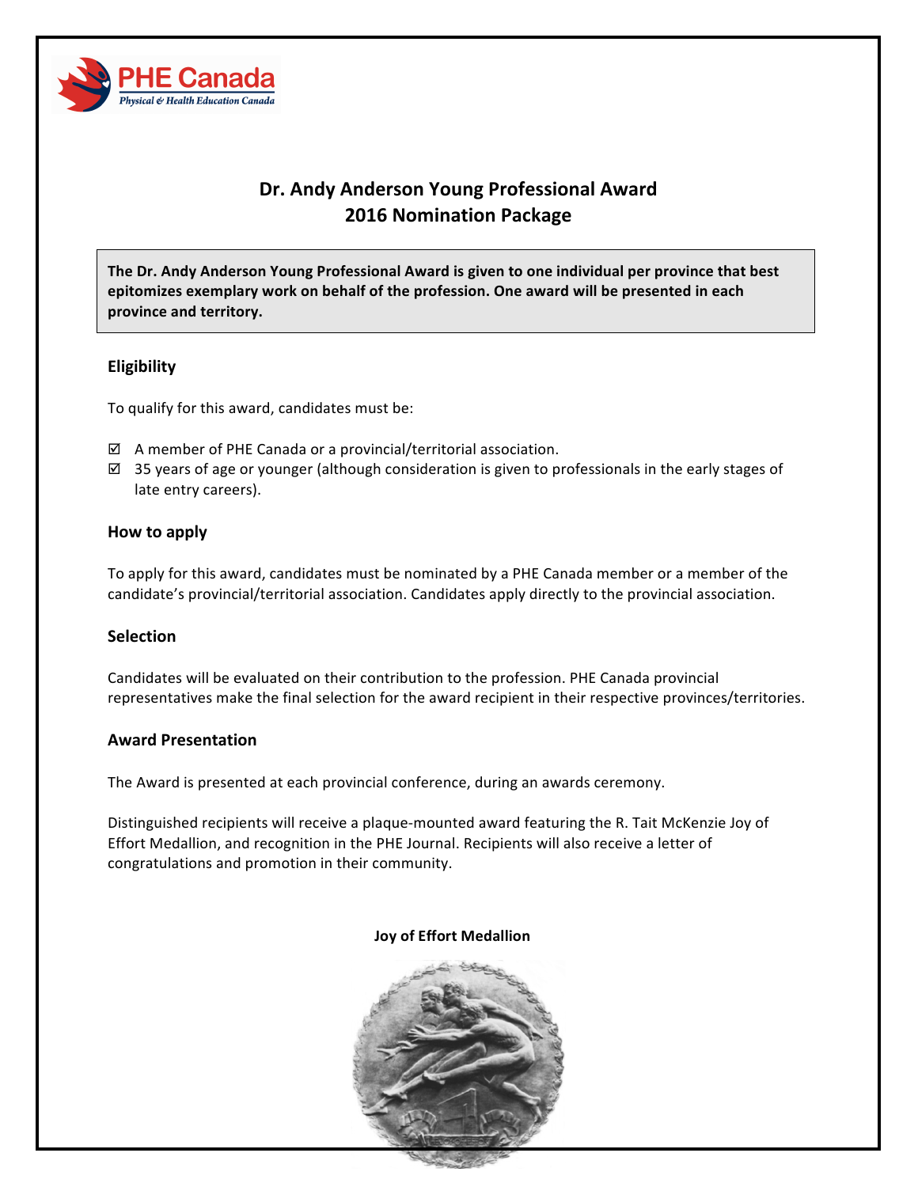PHE Canada
Physical & Health Education Canada

# Dr. Andy Anderson Young Professional Award
# 2016 Nomination Package

**The Dr. Andy Anderson Young Professional Award is given to one individual per province that best epitomizes exemplary work on behalf of the profession. One award will be presented in each province and territory.**

## Eligibility

To qualify for this award, candidates must be:

- ☑ A member of PHE Canada or a provincial/territorial association.
- ☑ 35 years of age or younger (although consideration is given to professionals in the early stages of late entry careers).

## How to apply

To apply for this award, candidates must be nominated by a PHE Canada member or a member of the candidate's provincial/territorial association. Candidates apply directly to the provincial association.

## Selection

Candidates will be evaluated on their contribution to the profession. PHE Canada provincial representatives make the final selection for the award recipient in their respective provinces/territories.

## Award Presentation

The Award is presented at each provincial conference, during an awards ceremony.

Distinguished recipients will receive a plaque-mounted award featuring the R. Tait McKenzie Joy of Effort Medallion, and recognition in the PHE Journal. Recipients will also receive a letter of congratulations and promotion in their community.

**Joy of Effort Medallion**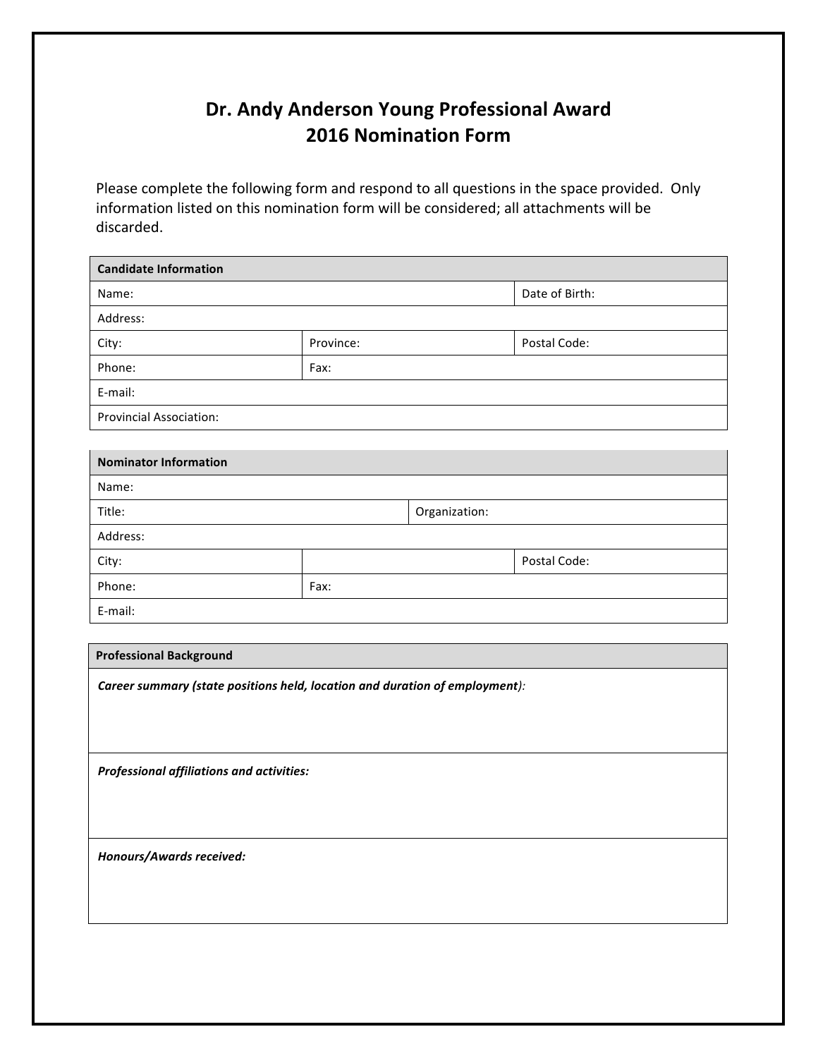# Dr. Andy Anderson Young Professional Award
# 2016 Nomination Form

Please complete the following form and respond to all questions in the space provided. Only information listed on this nomination form will be considered; all attachments will be discarded.

| **Candidate Information** | | |
|---|---|---|
| Name: | | Date of Birth: |
| Address: | | |
| City: | Province: | Postal Code: |
| Phone: | Fax: | |
| E-mail: | | |
| Provincial Association: | | |

| **Nominator Information** | | | |
|---|---|---|---|
| Name: | | | |
| Title: | | Organization: | |
| Address: | | | |
| City: | | | Postal Code: |
| Phone: | Fax: | | |
| E-mail: | | | |

| **Professional Background** |
|---|
| ***Career summary (state positions held, location and duration of employment):*** |
| ***Professional affiliations and activities:*** |
| ***Honours/Awards received:*** |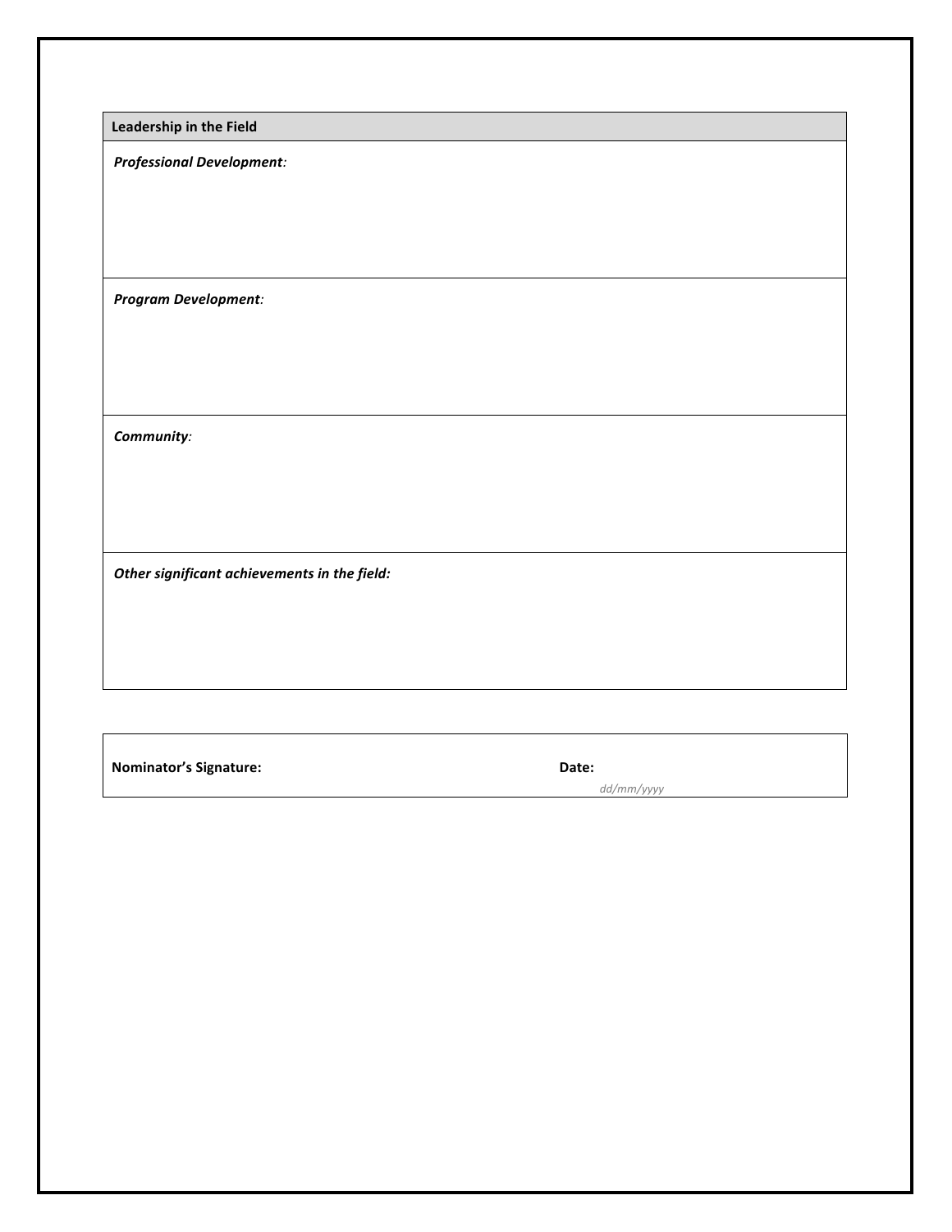| Leadership in the Field |
| --- |
| ***Professional Development**:* |
| ***Program Development**:* |
| ***Community**:* |
| ***Other significant achievements in the field:*** |

| | |
| --- | --- |
| **Nominator's Signature:** | **Date:** *dd/mm/yyyy* |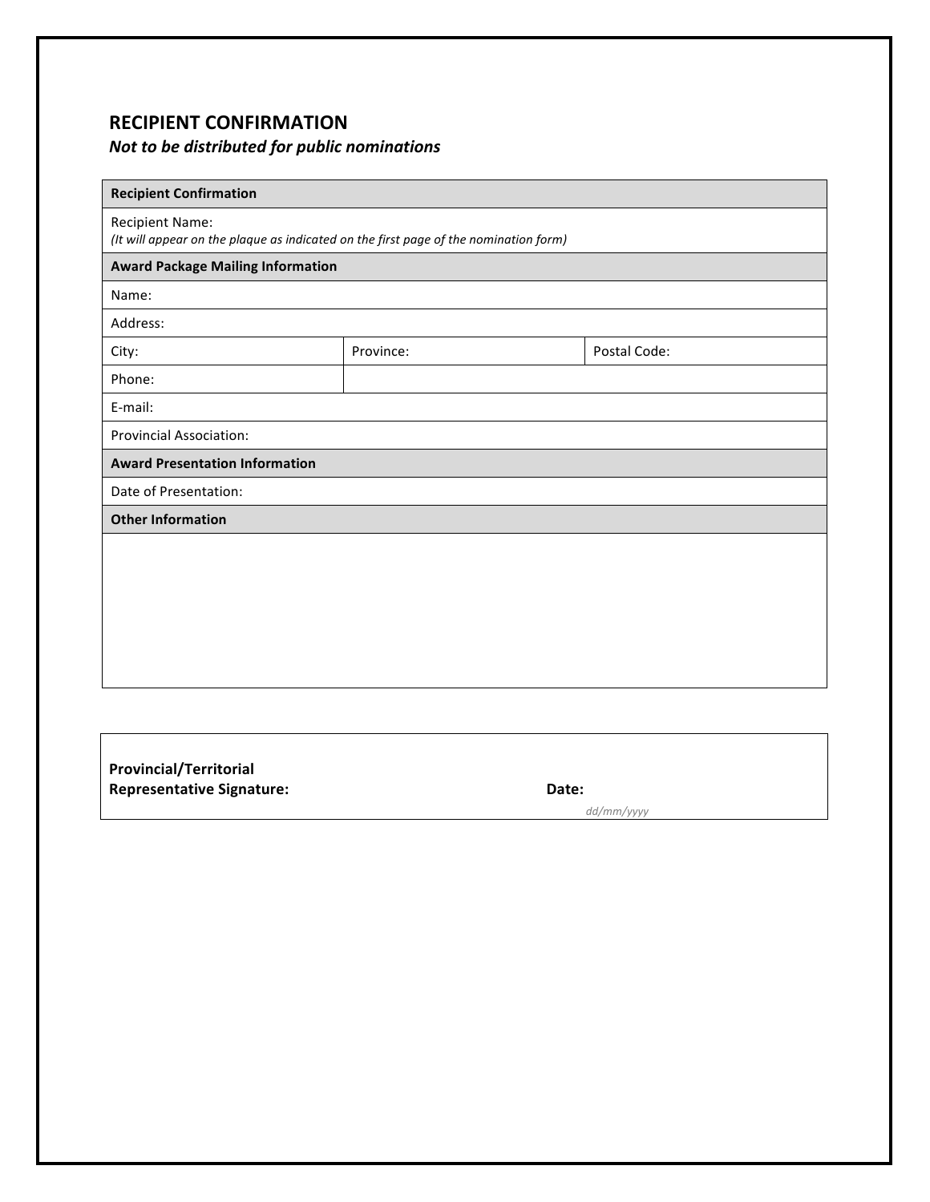## RECIPIENT CONFIRMATION

***Not to be distributed for public nominations***

| Recipient Confirmation | | |
|---|---|---|
| Recipient Name:<br>*(It will appear on the plaque as indicated on the first page of the nomination form)* | | |
| **Award Package Mailing Information** | | |
| Name: | | |
| Address: | | |
| City: | Province: | Postal Code: |
| Phone: | | |
| E-mail: | | |
| Provincial Association: | | |
| **Award Presentation Information** | | |
| Date of Presentation: | | |
| **Other Information** | | |
| | | |

**Provincial/Territorial Representative Signature:** **Date:**

*dd/mm/yyyy*